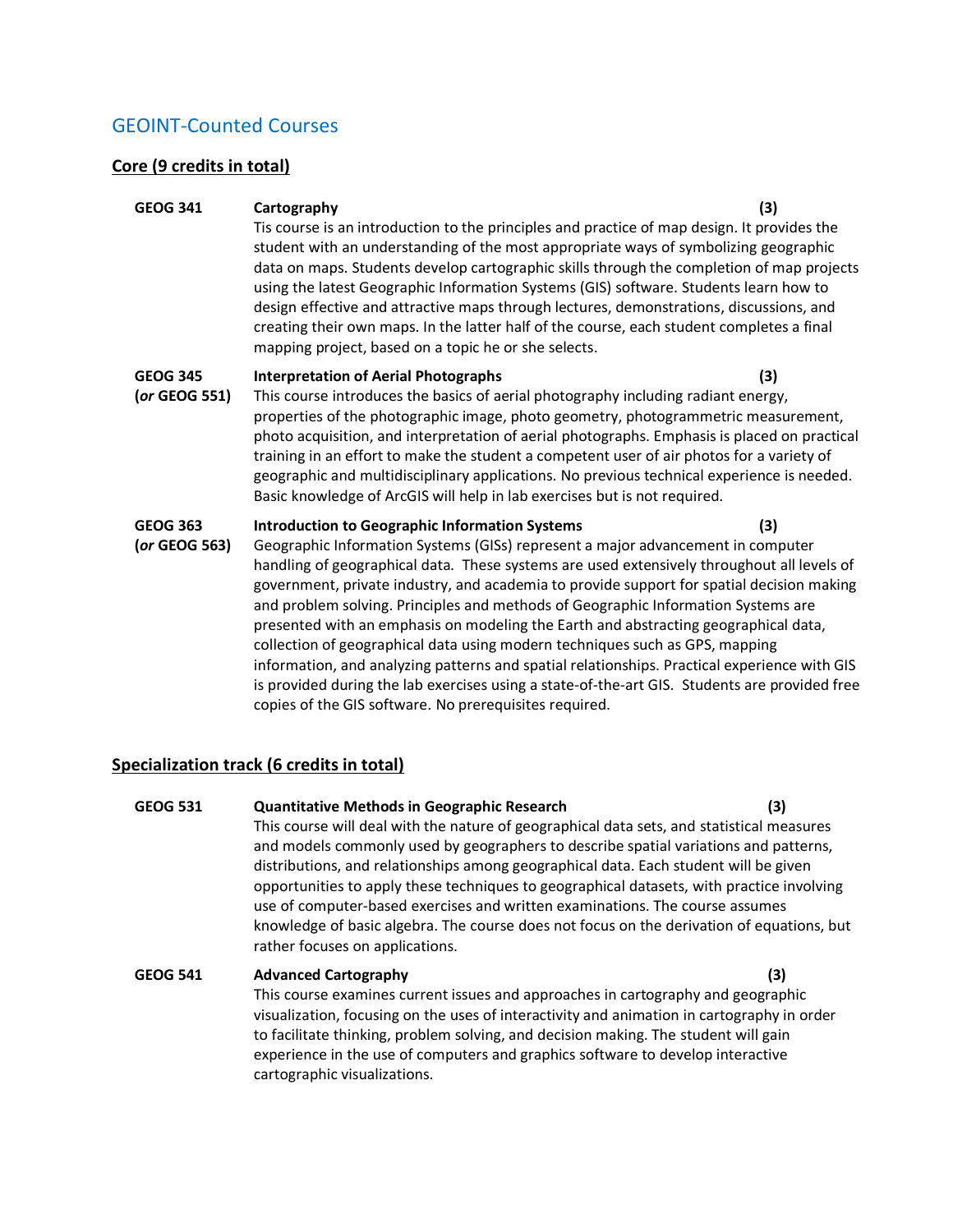## GEOINT-Counted Courses

### Core (9 credits in total)

**GEOG 341** — **Cartography** **(3)**

Tis course is an introduction to the principles and practice of map design. It provides the student with an understanding of the most appropriate ways of symbolizing geographic data on maps. Students develop cartographic skills through the completion of map projects using the latest Geographic Information Systems (GIS) software. Students learn how to design effective and attractive maps through lectures, demonstrations, discussions, and creating their own maps. In the latter half of the course, each student completes a final mapping project, based on a topic he or she selects.

**GEOG 345 (*or* GEOG 551)** — **Interpretation of Aerial Photographs** **(3)**

This course introduces the basics of aerial photography including radiant energy, properties of the photographic image, photo geometry, photogrammetric measurement, photo acquisition, and interpretation of aerial photographs. Emphasis is placed on practical training in an effort to make the student a competent user of air photos for a variety of geographic and multidisciplinary applications. No previous technical experience is needed. Basic knowledge of ArcGIS will help in lab exercises but is not required.

**GEOG 363 (*or* GEOG 563)** — **Introduction to Geographic Information Systems** **(3)**

Geographic Information Systems (GISs) represent a major advancement in computer handling of geographical data. These systems are used extensively throughout all levels of government, private industry, and academia to provide support for spatial decision making and problem solving. Principles and methods of Geographic Information Systems are presented with an emphasis on modeling the Earth and abstracting geographical data, collection of geographical data using modern techniques such as GPS, mapping information, and analyzing patterns and spatial relationships. Practical experience with GIS is provided during the lab exercises using a state-of-the-art GIS. Students are provided free copies of the GIS software. No prerequisites required.

### Specialization track (6 credits in total)

**GEOG 531** — **Quantitative Methods in Geographic Research** **(3)**

This course will deal with the nature of geographical data sets, and statistical measures and models commonly used by geographers to describe spatial variations and patterns, distributions, and relationships among geographical data. Each student will be given opportunities to apply these techniques to geographical datasets, with practice involving use of computer-based exercises and written examinations. The course assumes knowledge of basic algebra. The course does not focus on the derivation of equations, but rather focuses on applications.

**GEOG 541** — **Advanced Cartography** **(3)**

This course examines current issues and approaches in cartography and geographic visualization, focusing on the uses of interactivity and animation in cartography in order to facilitate thinking, problem solving, and decision making. The student will gain experience in the use of computers and graphics software to develop interactive cartographic visualizations.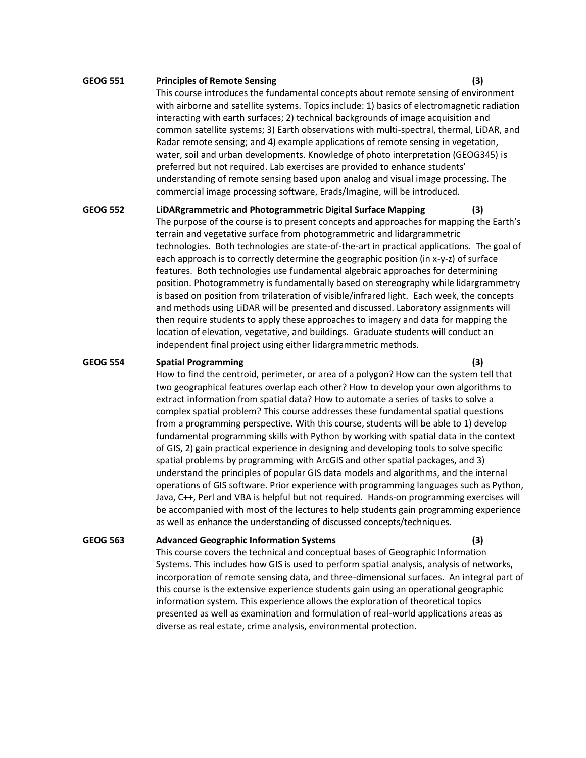**GEOG 551 Principles of Remote Sensing (3)**

This course introduces the fundamental concepts about remote sensing of environment with airborne and satellite systems. Topics include: 1) basics of electromagnetic radiation interacting with earth surfaces; 2) technical backgrounds of image acquisition and common satellite systems; 3) Earth observations with multi-spectral, thermal, LiDAR, and Radar remote sensing; and 4) example applications of remote sensing in vegetation, water, soil and urban developments. Knowledge of photo interpretation (GEOG345) is preferred but not required. Lab exercises are provided to enhance students' understanding of remote sensing based upon analog and visual image processing. The commercial image processing software, Erads/Imagine, will be introduced.

**GEOG 552 LiDARgrammetric and Photogrammetric Digital Surface Mapping (3)**

The purpose of the course is to present concepts and approaches for mapping the Earth's terrain and vegetative surface from photogrammetric and lidargrammetric technologies. Both technologies are state-of-the-art in practical applications. The goal of each approach is to correctly determine the geographic position (in x-y-z) of surface features. Both technologies use fundamental algebraic approaches for determining position. Photogrammetry is fundamentally based on stereography while lidargrammetry is based on position from trilateration of visible/infrared light. Each week, the concepts and methods using LiDAR will be presented and discussed. Laboratory assignments will then require students to apply these approaches to imagery and data for mapping the location of elevation, vegetative, and buildings. Graduate students will conduct an independent final project using either lidargrammetric methods.

**GEOG 554 Spatial Programming (3)**

How to find the centroid, perimeter, or area of a polygon? How can the system tell that two geographical features overlap each other? How to develop your own algorithms to extract information from spatial data? How to automate a series of tasks to solve a complex spatial problem? This course addresses these fundamental spatial questions from a programming perspective. With this course, students will be able to 1) develop fundamental programming skills with Python by working with spatial data in the context of GIS, 2) gain practical experience in designing and developing tools to solve specific spatial problems by programming with ArcGIS and other spatial packages, and 3) understand the principles of popular GIS data models and algorithms, and the internal operations of GIS software. Prior experience with programming languages such as Python, Java, C++, Perl and VBA is helpful but not required. Hands-on programming exercises will be accompanied with most of the lectures to help students gain programming experience as well as enhance the understanding of discussed concepts/techniques.

**GEOG 563 Advanced Geographic Information Systems (3)**

This course covers the technical and conceptual bases of Geographic Information Systems. This includes how GIS is used to perform spatial analysis, analysis of networks, incorporation of remote sensing data, and three-dimensional surfaces. An integral part of this course is the extensive experience students gain using an operational geographic information system. This experience allows the exploration of theoretical topics presented as well as examination and formulation of real-world applications areas as diverse as real estate, crime analysis, environmental protection.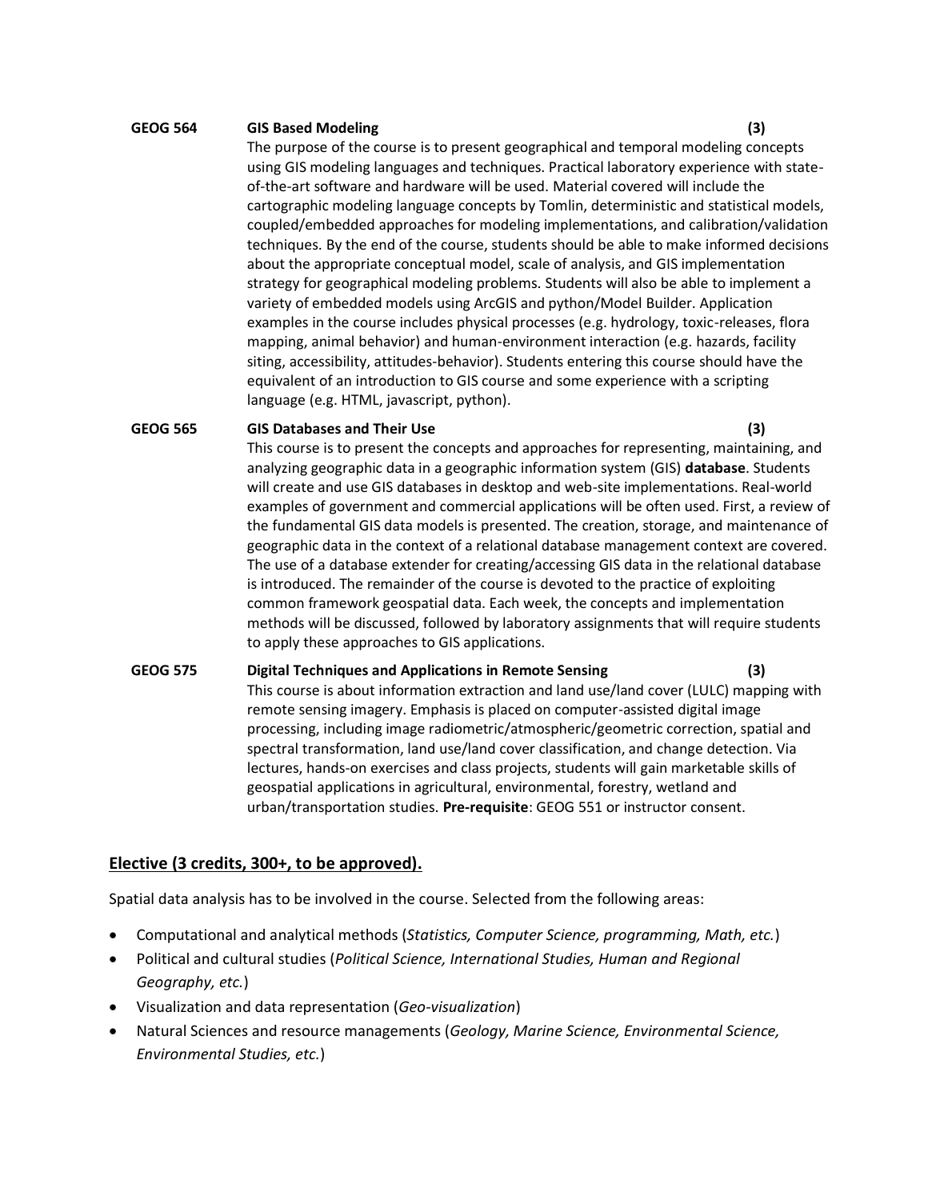**GEOG 564 GIS Based Modeling (3)**

The purpose of the course is to present geographical and temporal modeling concepts using GIS modeling languages and techniques. Practical laboratory experience with state-of-the-art software and hardware will be used. Material covered will include the cartographic modeling language concepts by Tomlin, deterministic and statistical models, coupled/embedded approaches for modeling implementations, and calibration/validation techniques. By the end of the course, students should be able to make informed decisions about the appropriate conceptual model, scale of analysis, and GIS implementation strategy for geographical modeling problems. Students will also be able to implement a variety of embedded models using ArcGIS and python/Model Builder. Application examples in the course includes physical processes (e.g. hydrology, toxic-releases, flora mapping, animal behavior) and human-environment interaction (e.g. hazards, facility siting, accessibility, attitudes-behavior). Students entering this course should have the equivalent of an introduction to GIS course and some experience with a scripting language (e.g. HTML, javascript, python).

**GEOG 565 GIS Databases and Their Use (3)**

This course is to present the concepts and approaches for representing, maintaining, and analyzing geographic data in a geographic information system (GIS) **database**. Students will create and use GIS databases in desktop and web-site implementations. Real-world examples of government and commercial applications will be often used. First, a review of the fundamental GIS data models is presented. The creation, storage, and maintenance of geographic data in the context of a relational database management context are covered. The use of a database extender for creating/accessing GIS data in the relational database is introduced. The remainder of the course is devoted to the practice of exploiting common framework geospatial data. Each week, the concepts and implementation methods will be discussed, followed by laboratory assignments that will require students to apply these approaches to GIS applications.

**GEOG 575 Digital Techniques and Applications in Remote Sensing (3)**

This course is about information extraction and land use/land cover (LULC) mapping with remote sensing imagery. Emphasis is placed on computer-assisted digital image processing, including image radiometric/atmospheric/geometric correction, spatial and spectral transformation, land use/land cover classification, and change detection. Via lectures, hands-on exercises and class projects, students will gain marketable skills of geospatial applications in agricultural, environmental, forestry, wetland and urban/transportation studies. **Pre-requisite**: GEOG 551 or instructor consent.

## Elective (3 credits, 300+, to be approved).

Spatial data analysis has to be involved in the course. Selected from the following areas:

- Computational and analytical methods (*Statistics, Computer Science, programming, Math, etc.*)
- Political and cultural studies (*Political Science, International Studies, Human and Regional Geography, etc.*)
- Visualization and data representation (*Geo-visualization*)
- Natural Sciences and resource managements (*Geology, Marine Science, Environmental Science, Environmental Studies, etc.*)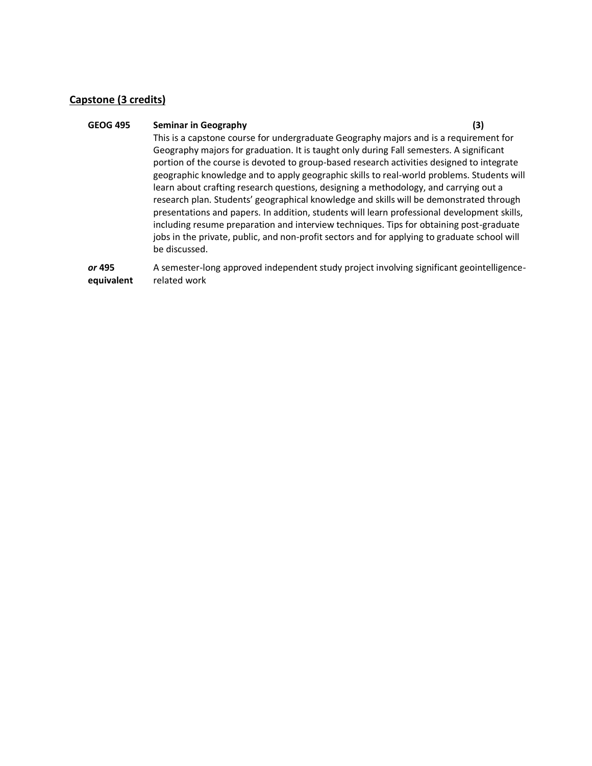## Capstone (3 credits)

**GEOG 495** **Seminar in Geography** **(3)**

This is a capstone course for undergraduate Geography majors and is a requirement for Geography majors for graduation. It is taught only during Fall semesters. A significant portion of the course is devoted to group-based research activities designed to integrate geographic knowledge and to apply geographic skills to real-world problems. Students will learn about crafting research questions, designing a methodology, and carrying out a research plan. Students' geographical knowledge and skills will be demonstrated through presentations and papers. In addition, students will learn professional development skills, including resume preparation and interview techniques. Tips for obtaining post-graduate jobs in the private, public, and non-profit sectors and for applying to graduate school will be discussed.

***or* 495 equivalent** A semester-long approved independent study project involving significant geointelligence-related work